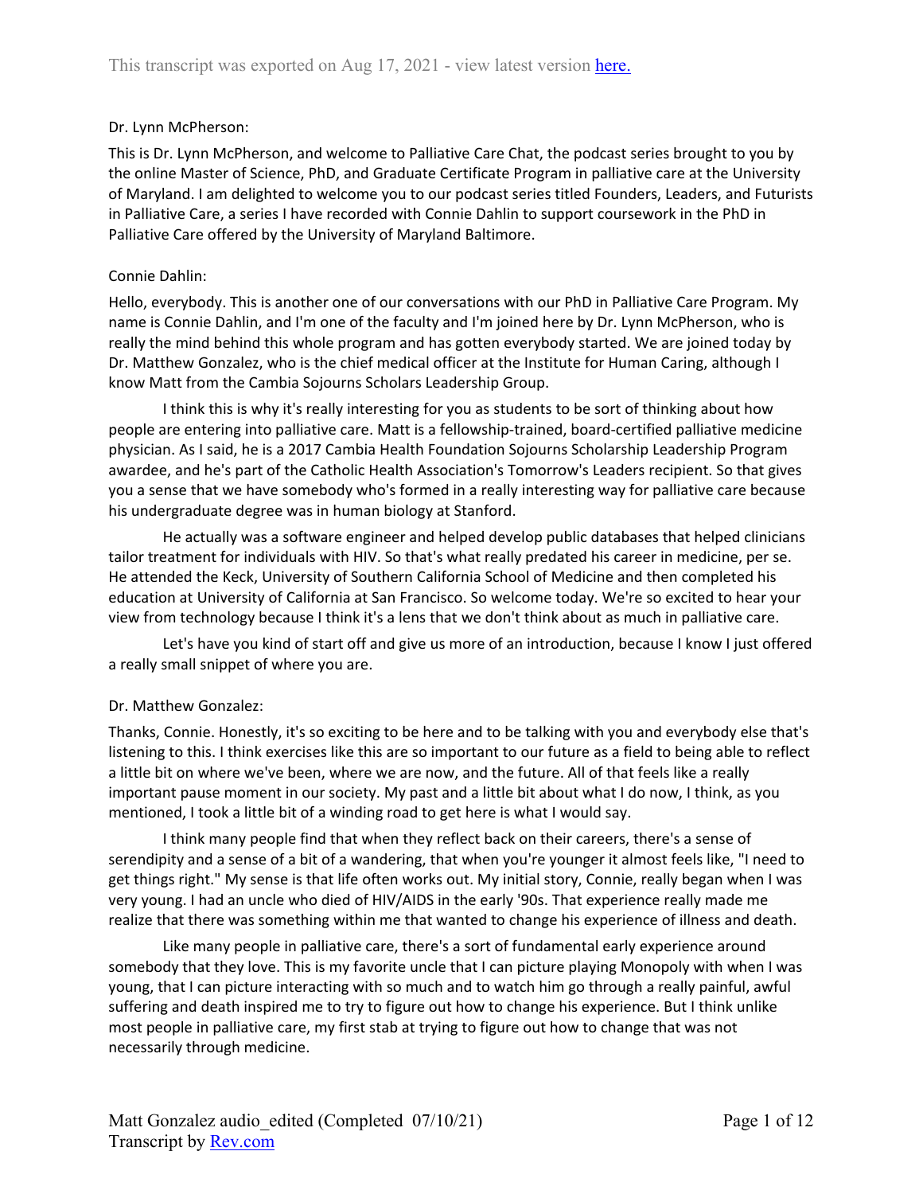Dr. Lynn McPherson:

This is Dr. Lynn McPherson, and welcome to Palliative Care Chat, the podcast series brought to you by the online Master of Science, PhD, and Graduate Certificate Program in palliative care at the University of Maryland. I am delighted to welcome you to our podcast series titled Founders, Leaders, and Futurists in Palliative Care, a series I have recorded with Connie Dahlin to support coursework in the PhD in Palliative Care offered by the University of Maryland Baltimore.

Connie Dahlin:

Hello, everybody. This is another one of our conversations with our PhD in Palliative Care Program. My name is Connie Dahlin, and I'm one of the faculty and I'm joined here by Dr. Lynn McPherson, who is really the mind behind this whole program and has gotten everybody started. We are joined today by Dr. Matthew Gonzalez, who is the chief medical officer at the Institute for Human Caring, although I know Matt from the Cambia Sojourns Scholars Leadership Group.

I think this is why it's really interesting for you as students to be sort of thinking about how people are entering into palliative care. Matt is a fellowship-trained, board-certified palliative medicine physician. As I said, he is a 2017 Cambia Health Foundation Sojourns Scholarship Leadership Program awardee, and he's part of the Catholic Health Association's Tomorrow's Leaders recipient. So that gives you a sense that we have somebody who's formed in a really interesting way for palliative care because his undergraduate degree was in human biology at Stanford.

He actually was a software engineer and helped develop public databases that helped clinicians tailor treatment for individuals with HIV. So that's what really predated his career in medicine, per se. He attended the Keck, University of Southern California School of Medicine and then completed his education at University of California at San Francisco. So welcome today. We're so excited to hear your view from technology because I think it's a lens that we don't think about as much in palliative care.

Let's have you kind of start off and give us more of an introduction, because I know I just offered a really small snippet of where you are.

Dr. Matthew Gonzalez:

Thanks, Connie. Honestly, it's so exciting to be here and to be talking with you and everybody else that's listening to this. I think exercises like this are so important to our future as a field to being able to reflect a little bit on where we've been, where we are now, and the future. All of that feels like a really important pause moment in our society. My past and a little bit about what I do now, I think, as you mentioned, I took a little bit of a winding road to get here is what I would say.

I think many people find that when they reflect back on their careers, there's a sense of serendipity and a sense of a bit of a wandering, that when you're younger it almost feels like, "I need to get things right." My sense is that life often works out. My initial story, Connie, really began when I was very young. I had an uncle who died of HIV/AIDS in the early '90s. That experience really made me realize that there was something within me that wanted to change his experience of illness and death.

Like many people in palliative care, there's a sort of fundamental early experience around somebody that they love. This is my favorite uncle that I can picture playing Monopoly with when I was young, that I can picture interacting with so much and to watch him go through a really painful, awful suffering and death inspired me to try to figure out how to change his experience. But I think unlike most people in palliative care, my first stab at trying to figure out how to change that was not necessarily through medicine.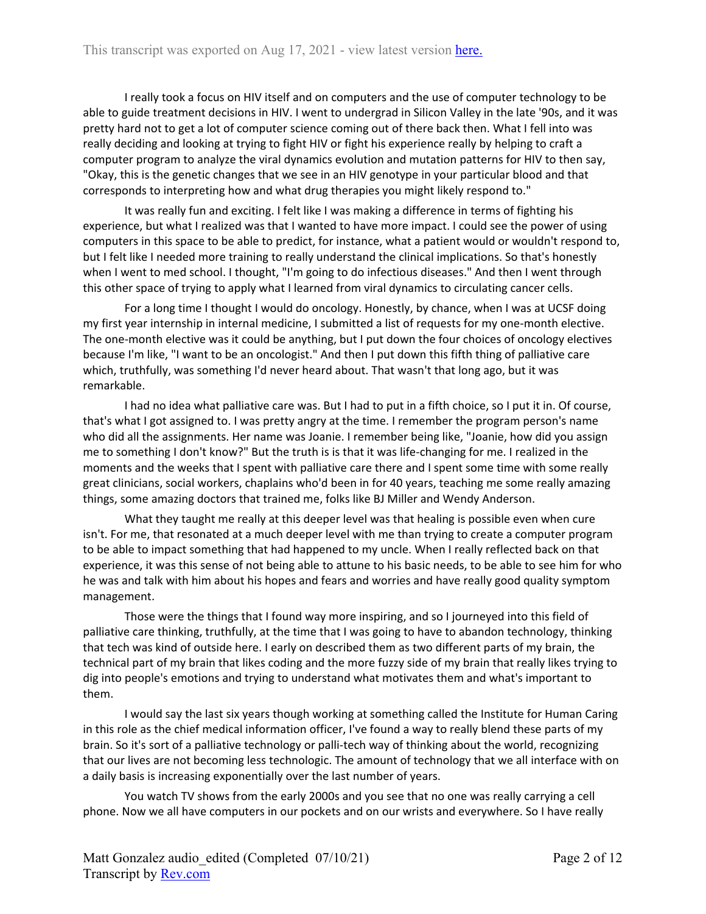I really took a focus on HIV itself and on computers and the use of computer technology to be able to guide treatment decisions in HIV. I went to undergrad in Silicon Valley in the late '90s, and it was pretty hard not to get a lot of computer science coming out of there back then. What I fell into was really deciding and looking at trying to fight HIV or fight his experience really by helping to craft a computer program to analyze the viral dynamics evolution and mutation patterns for HIV to then say, "Okay, this is the genetic changes that we see in an HIV genotype in your particular blood and that corresponds to interpreting how and what drug therapies you might likely respond to."

It was really fun and exciting. I felt like I was making a difference in terms of fighting his experience, but what I realized was that I wanted to have more impact. I could see the power of using computers in this space to be able to predict, for instance, what a patient would or wouldn't respond to, but I felt like I needed more training to really understand the clinical implications. So that's honestly when I went to med school. I thought, "I'm going to do infectious diseases." And then I went through this other space of trying to apply what I learned from viral dynamics to circulating cancer cells.

For a long time I thought I would do oncology. Honestly, by chance, when I was at UCSF doing my first year internship in internal medicine, I submitted a list of requests for my one-month elective. The one-month elective was it could be anything, but I put down the four choices of oncology electives because I'm like, "I want to be an oncologist." And then I put down this fifth thing of palliative care which, truthfully, was something I'd never heard about. That wasn't that long ago, but it was remarkable.

I had no idea what palliative care was. But I had to put in a fifth choice, so I put it in. Of course, that's what I got assigned to. I was pretty angry at the time. I remember the program person's name who did all the assignments. Her name was Joanie. I remember being like, "Joanie, how did you assign me to something I don't know?" But the truth is is that it was life-changing for me. I realized in the moments and the weeks that I spent with palliative care there and I spent some time with some really great clinicians, social workers, chaplains who'd been in for 40 years, teaching me some really amazing things, some amazing doctors that trained me, folks like BJ Miller and Wendy Anderson.

What they taught me really at this deeper level was that healing is possible even when cure isn't. For me, that resonated at a much deeper level with me than trying to create a computer program to be able to impact something that had happened to my uncle. When I really reflected back on that experience, it was this sense of not being able to attune to his basic needs, to be able to see him for who he was and talk with him about his hopes and fears and worries and have really good quality symptom management.

Those were the things that I found way more inspiring, and so I journeyed into this field of palliative care thinking, truthfully, at the time that I was going to have to abandon technology, thinking that tech was kind of outside here. I early on described them as two different parts of my brain, the technical part of my brain that likes coding and the more fuzzy side of my brain that really likes trying to dig into people's emotions and trying to understand what motivates them and what's important to them.

I would say the last six years though working at something called the Institute for Human Caring in this role as the chief medical information officer, I've found a way to really blend these parts of my brain. So it's sort of a palliative technology or palli-tech way of thinking about the world, recognizing that our lives are not becoming less technologic. The amount of technology that we all interface with on a daily basis is increasing exponentially over the last number of years.

You watch TV shows from the early 2000s and you see that no one was really carrying a cell phone. Now we all have computers in our pockets and on our wrists and everywhere. So I have really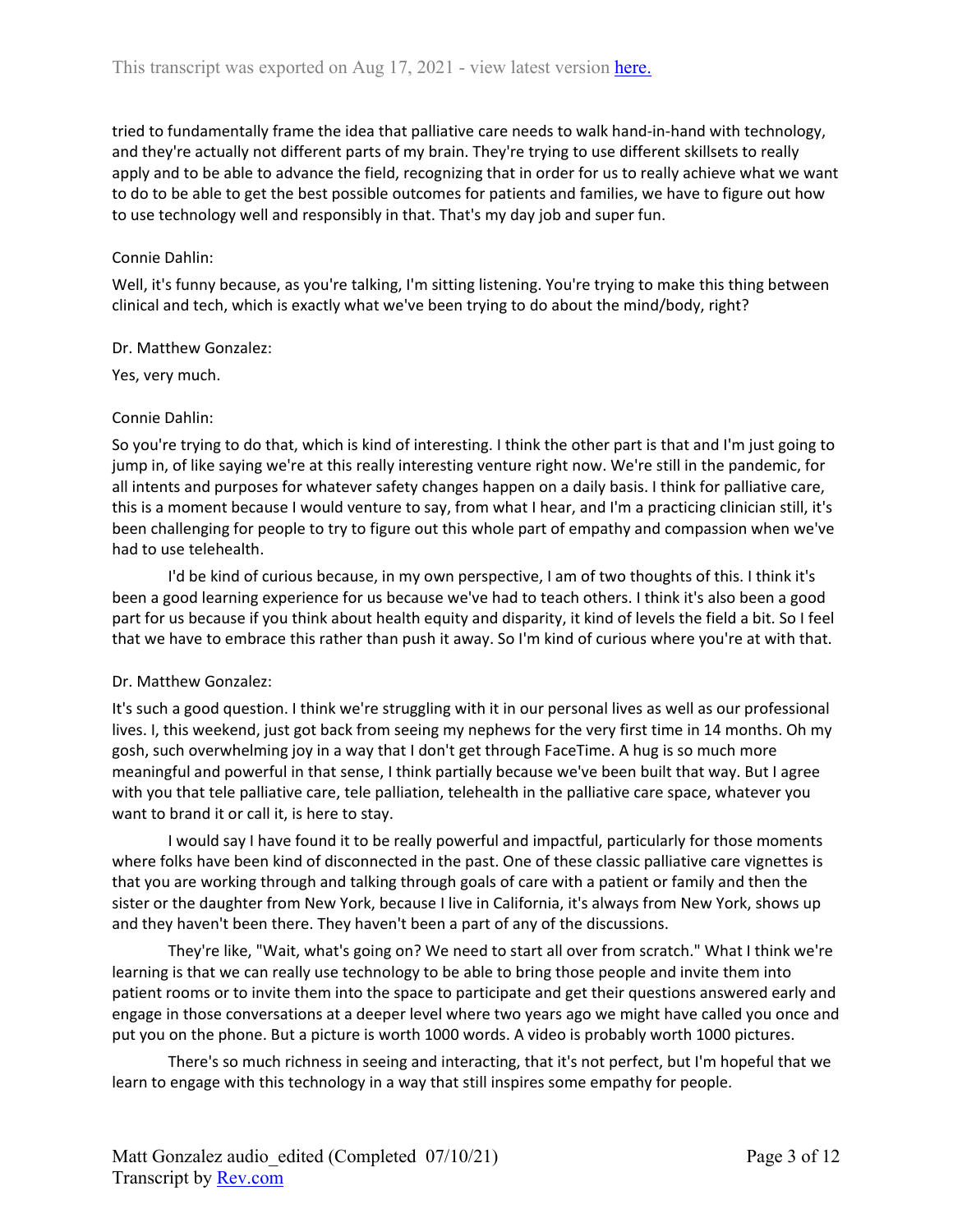tried to fundamentally frame the idea that palliative care needs to walk hand-in-hand with technology, and they're actually not different parts of my brain. They're trying to use different skillsets to really apply and to be able to advance the field, recognizing that in order for us to really achieve what we want to do to be able to get the best possible outcomes for patients and families, we have to figure out how to use technology well and responsibly in that. That's my day job and super fun.

Connie Dahlin:

Well, it's funny because, as you're talking, I'm sitting listening. You're trying to make this thing between clinical and tech, which is exactly what we've been trying to do about the mind/body, right?

Dr. Matthew Gonzalez:

Yes, very much.

Connie Dahlin:

So you're trying to do that, which is kind of interesting. I think the other part is that and I'm just going to jump in, of like saying we're at this really interesting venture right now. We're still in the pandemic, for all intents and purposes for whatever safety changes happen on a daily basis. I think for palliative care, this is a moment because I would venture to say, from what I hear, and I'm a practicing clinician still, it's been challenging for people to try to figure out this whole part of empathy and compassion when we've had to use telehealth.

I'd be kind of curious because, in my own perspective, I am of two thoughts of this. I think it's been a good learning experience for us because we've had to teach others. I think it's also been a good part for us because if you think about health equity and disparity, it kind of levels the field a bit. So I feel that we have to embrace this rather than push it away. So I'm kind of curious where you're at with that.

Dr. Matthew Gonzalez:

It's such a good question. I think we're struggling with it in our personal lives as well as our professional lives. I, this weekend, just got back from seeing my nephews for the very first time in 14 months. Oh my gosh, such overwhelming joy in a way that I don't get through FaceTime. A hug is so much more meaningful and powerful in that sense, I think partially because we've been built that way. But I agree with you that tele palliative care, tele palliation, telehealth in the palliative care space, whatever you want to brand it or call it, is here to stay.

I would say I have found it to be really powerful and impactful, particularly for those moments where folks have been kind of disconnected in the past. One of these classic palliative care vignettes is that you are working through and talking through goals of care with a patient or family and then the sister or the daughter from New York, because I live in California, it's always from New York, shows up and they haven't been there. They haven't been a part of any of the discussions.

They're like, "Wait, what's going on? We need to start all over from scratch." What I think we're learning is that we can really use technology to be able to bring those people and invite them into patient rooms or to invite them into the space to participate and get their questions answered early and engage in those conversations at a deeper level where two years ago we might have called you once and put you on the phone. But a picture is worth 1000 words. A video is probably worth 1000 pictures.

There's so much richness in seeing and interacting, that it's not perfect, but I'm hopeful that we learn to engage with this technology in a way that still inspires some empathy for people.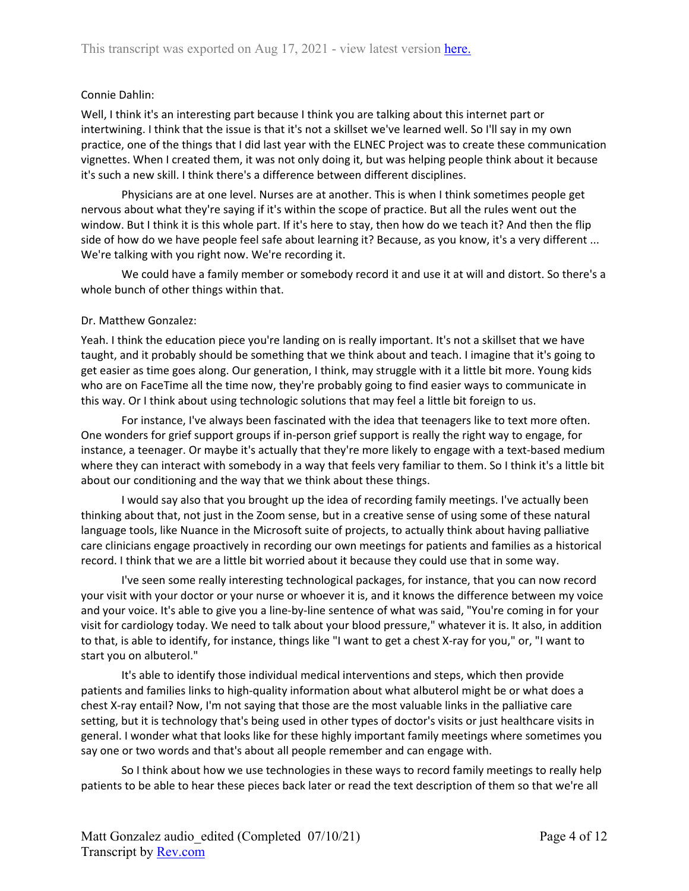Connie Dahlin:

Well, I think it's an interesting part because I think you are talking about this internet part or intertwining. I think that the issue is that it's not a skillset we've learned well. So I'll say in my own practice, one of the things that I did last year with the ELNEC Project was to create these communication vignettes. When I created them, it was not only doing it, but was helping people think about it because it's such a new skill. I think there's a difference between different disciplines.

Physicians are at one level. Nurses are at another. This is when I think sometimes people get nervous about what they're saying if it's within the scope of practice. But all the rules went out the window. But I think it is this whole part. If it's here to stay, then how do we teach it? And then the flip side of how do we have people feel safe about learning it? Because, as you know, it's a very different ... We're talking with you right now. We're recording it.

We could have a family member or somebody record it and use it at will and distort. So there's a whole bunch of other things within that.

Dr. Matthew Gonzalez:

Yeah. I think the education piece you're landing on is really important. It's not a skillset that we have taught, and it probably should be something that we think about and teach. I imagine that it's going to get easier as time goes along. Our generation, I think, may struggle with it a little bit more. Young kids who are on FaceTime all the time now, they're probably going to find easier ways to communicate in this way. Or I think about using technologic solutions that may feel a little bit foreign to us.

For instance, I've always been fascinated with the idea that teenagers like to text more often. One wonders for grief support groups if in-person grief support is really the right way to engage, for instance, a teenager. Or maybe it's actually that they're more likely to engage with a text-based medium where they can interact with somebody in a way that feels very familiar to them. So I think it's a little bit about our conditioning and the way that we think about these things.

I would say also that you brought up the idea of recording family meetings. I've actually been thinking about that, not just in the Zoom sense, but in a creative sense of using some of these natural language tools, like Nuance in the Microsoft suite of projects, to actually think about having palliative care clinicians engage proactively in recording our own meetings for patients and families as a historical record. I think that we are a little bit worried about it because they could use that in some way.

I've seen some really interesting technological packages, for instance, that you can now record your visit with your doctor or your nurse or whoever it is, and it knows the difference between my voice and your voice. It's able to give you a line-by-line sentence of what was said, "You're coming in for your visit for cardiology today. We need to talk about your blood pressure," whatever it is. It also, in addition to that, is able to identify, for instance, things like "I want to get a chest X-ray for you," or, "I want to start you on albuterol."

It's able to identify those individual medical interventions and steps, which then provide patients and families links to high-quality information about what albuterol might be or what does a chest X-ray entail? Now, I'm not saying that those are the most valuable links in the palliative care setting, but it is technology that's being used in other types of doctor's visits or just healthcare visits in general. I wonder what that looks like for these highly important family meetings where sometimes you say one or two words and that's about all people remember and can engage with.

So I think about how we use technologies in these ways to record family meetings to really help patients to be able to hear these pieces back later or read the text description of them so that we're all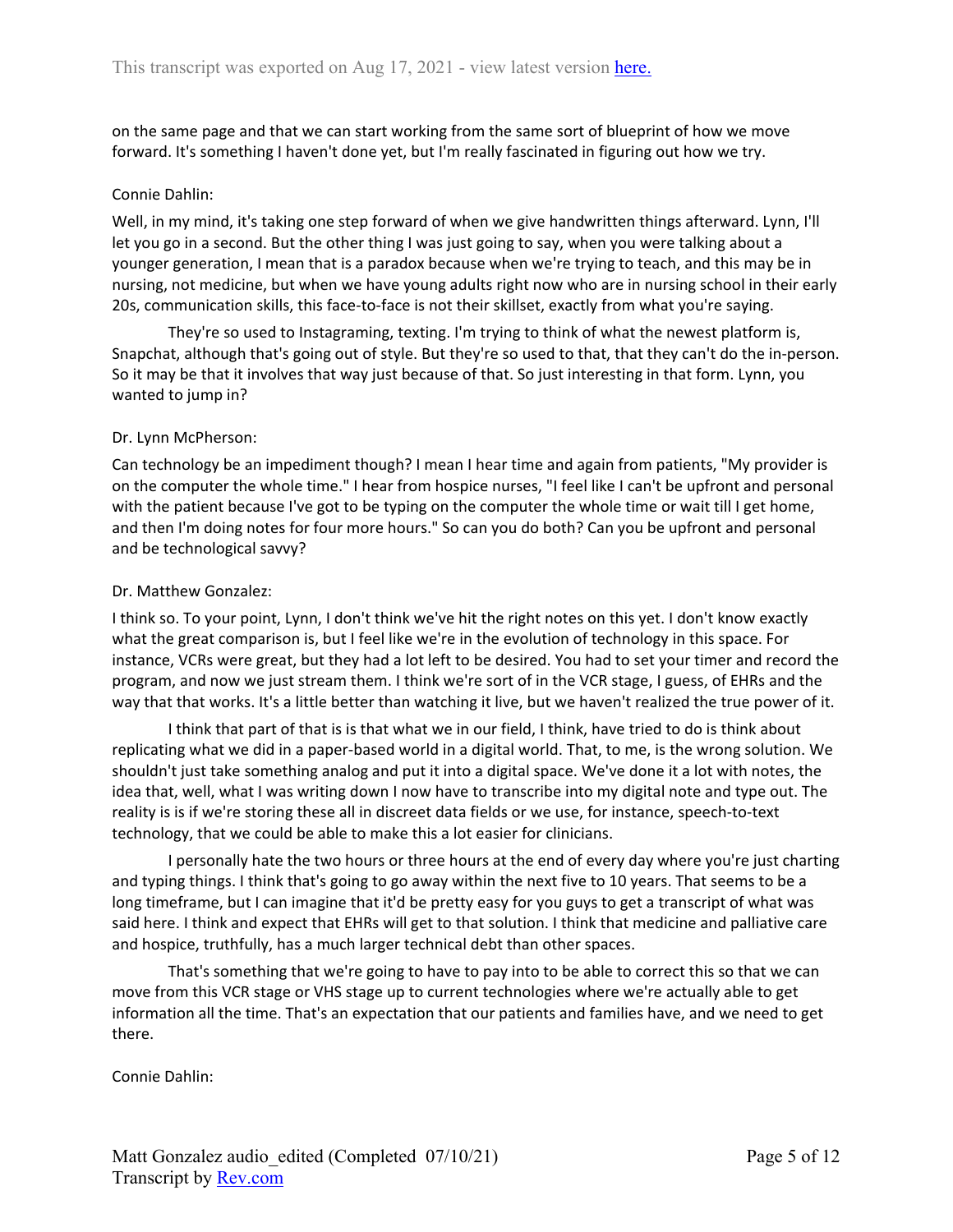on the same page and that we can start working from the same sort of blueprint of how we move forward. It's something I haven't done yet, but I'm really fascinated in figuring out how we try.

Connie Dahlin:

Well, in my mind, it's taking one step forward of when we give handwritten things afterward. Lynn, I'll let you go in a second. But the other thing I was just going to say, when you were talking about a younger generation, I mean that is a paradox because when we're trying to teach, and this may be in nursing, not medicine, but when we have young adults right now who are in nursing school in their early 20s, communication skills, this face-to-face is not their skillset, exactly from what you're saying.

They're so used to Instagraming, texting. I'm trying to think of what the newest platform is, Snapchat, although that's going out of style. But they're so used to that, that they can't do the in-person. So it may be that it involves that way just because of that. So just interesting in that form. Lynn, you wanted to jump in?

Dr. Lynn McPherson:

Can technology be an impediment though? I mean I hear time and again from patients, "My provider is on the computer the whole time." I hear from hospice nurses, "I feel like I can't be upfront and personal with the patient because I've got to be typing on the computer the whole time or wait till I get home, and then I'm doing notes for four more hours." So can you do both? Can you be upfront and personal and be technological savvy?

Dr. Matthew Gonzalez:

I think so. To your point, Lynn, I don't think we've hit the right notes on this yet. I don't know exactly what the great comparison is, but I feel like we're in the evolution of technology in this space. For instance, VCRs were great, but they had a lot left to be desired. You had to set your timer and record the program, and now we just stream them. I think we're sort of in the VCR stage, I guess, of EHRs and the way that that works. It's a little better than watching it live, but we haven't realized the true power of it.

I think that part of that is is that what we in our field, I think, have tried to do is think about replicating what we did in a paper-based world in a digital world. That, to me, is the wrong solution. We shouldn't just take something analog and put it into a digital space. We've done it a lot with notes, the idea that, well, what I was writing down I now have to transcribe into my digital note and type out. The reality is is if we're storing these all in discreet data fields or we use, for instance, speech-to-text technology, that we could be able to make this a lot easier for clinicians.

I personally hate the two hours or three hours at the end of every day where you're just charting and typing things. I think that's going to go away within the next five to 10 years. That seems to be a long timeframe, but I can imagine that it'd be pretty easy for you guys to get a transcript of what was said here. I think and expect that EHRs will get to that solution. I think that medicine and palliative care and hospice, truthfully, has a much larger technical debt than other spaces.

That's something that we're going to have to pay into to be able to correct this so that we can move from this VCR stage or VHS stage up to current technologies where we're actually able to get information all the time. That's an expectation that our patients and families have, and we need to get there.

Connie Dahlin: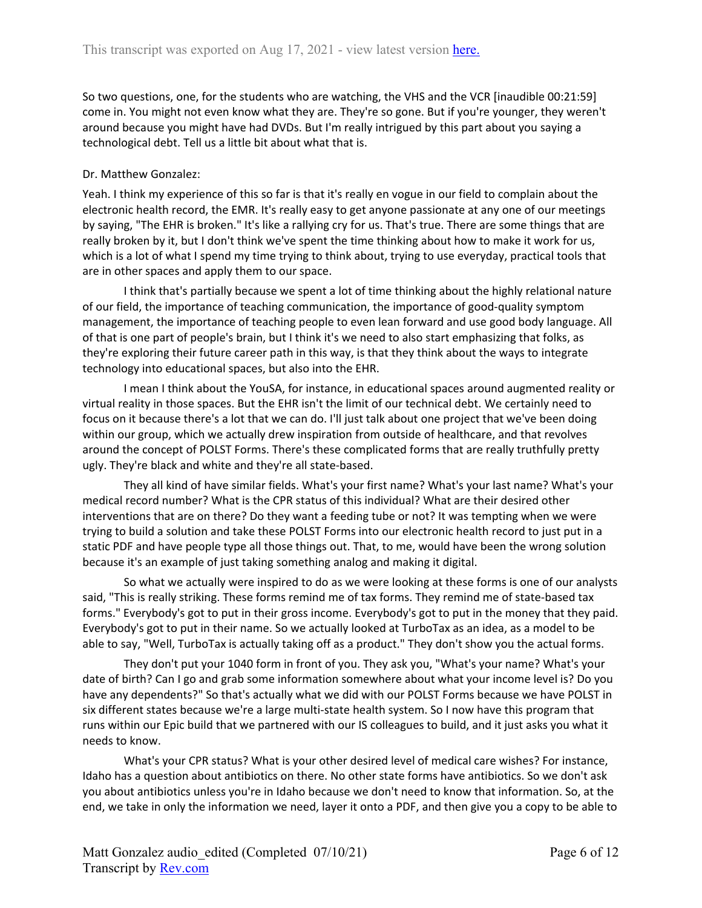So two questions, one, for the students who are watching, the VHS and the VCR [inaudible 00:21:59] come in. You might not even know what they are. They're so gone. But if you're younger, they weren't around because you might have had DVDs. But I'm really intrigued by this part about you saying a technological debt. Tell us a little bit about what that is.

Dr. Matthew Gonzalez:

Yeah. I think my experience of this so far is that it's really en vogue in our field to complain about the electronic health record, the EMR. It's really easy to get anyone passionate at any one of our meetings by saying, "The EHR is broken." It's like a rallying cry for us. That's true. There are some things that are really broken by it, but I don't think we've spent the time thinking about how to make it work for us, which is a lot of what I spend my time trying to think about, trying to use everyday, practical tools that are in other spaces and apply them to our space.

I think that's partially because we spent a lot of time thinking about the highly relational nature of our field, the importance of teaching communication, the importance of good-quality symptom management, the importance of teaching people to even lean forward and use good body language. All of that is one part of people's brain, but I think it's we need to also start emphasizing that folks, as they're exploring their future career path in this way, is that they think about the ways to integrate technology into educational spaces, but also into the EHR.

I mean I think about the YouSA, for instance, in educational spaces around augmented reality or virtual reality in those spaces. But the EHR isn't the limit of our technical debt. We certainly need to focus on it because there's a lot that we can do. I'll just talk about one project that we've been doing within our group, which we actually drew inspiration from outside of healthcare, and that revolves around the concept of POLST Forms. There's these complicated forms that are really truthfully pretty ugly. They're black and white and they're all state-based.

They all kind of have similar fields. What's your first name? What's your last name? What's your medical record number? What is the CPR status of this individual? What are their desired other interventions that are on there? Do they want a feeding tube or not? It was tempting when we were trying to build a solution and take these POLST Forms into our electronic health record to just put in a static PDF and have people type all those things out. That, to me, would have been the wrong solution because it's an example of just taking something analog and making it digital.

So what we actually were inspired to do as we were looking at these forms is one of our analysts said, "This is really striking. These forms remind me of tax forms. They remind me of state-based tax forms." Everybody's got to put in their gross income. Everybody's got to put in the money that they paid. Everybody's got to put in their name. So we actually looked at TurboTax as an idea, as a model to be able to say, "Well, TurboTax is actually taking off as a product." They don't show you the actual forms.

They don't put your 1040 form in front of you. They ask you, "What's your name? What's your date of birth? Can I go and grab some information somewhere about what your income level is? Do you have any dependents?" So that's actually what we did with our POLST Forms because we have POLST in six different states because we're a large multi-state health system. So I now have this program that runs within our Epic build that we partnered with our IS colleagues to build, and it just asks you what it needs to know.

What's your CPR status? What is your other desired level of medical care wishes? For instance, Idaho has a question about antibiotics on there. No other state forms have antibiotics. So we don't ask you about antibiotics unless you're in Idaho because we don't need to know that information. So, at the end, we take in only the information we need, layer it onto a PDF, and then give you a copy to be able to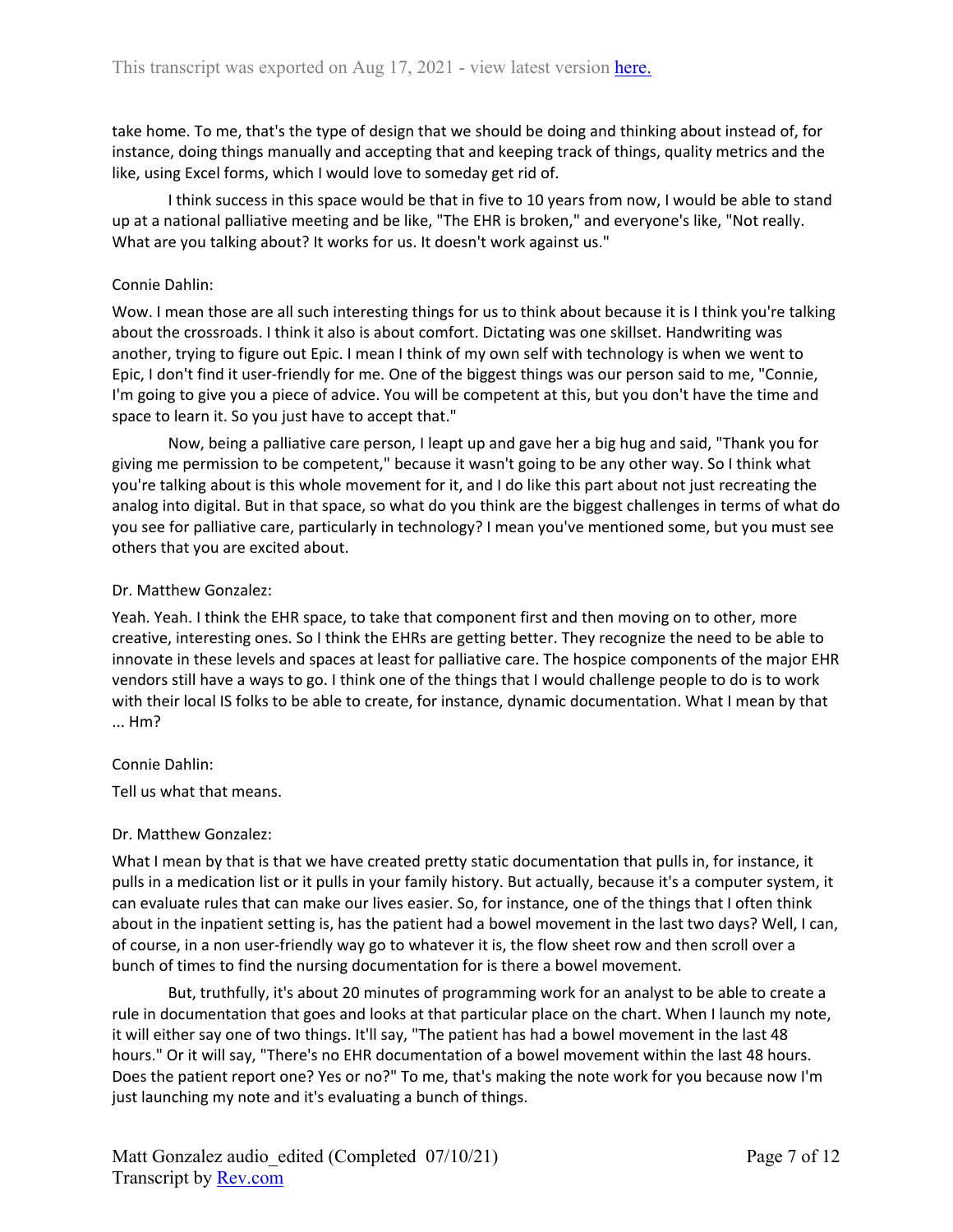take home. To me, that's the type of design that we should be doing and thinking about instead of, for instance, doing things manually and accepting that and keeping track of things, quality metrics and the like, using Excel forms, which I would love to someday get rid of.

I think success in this space would be that in five to 10 years from now, I would be able to stand up at a national palliative meeting and be like, "The EHR is broken," and everyone's like, "Not really. What are you talking about? It works for us. It doesn't work against us."

Connie Dahlin:

Wow. I mean those are all such interesting things for us to think about because it is I think you're talking about the crossroads. I think it also is about comfort. Dictating was one skillset. Handwriting was another, trying to figure out Epic. I mean I think of my own self with technology is when we went to Epic, I don't find it user-friendly for me. One of the biggest things was our person said to me, "Connie, I'm going to give you a piece of advice. You will be competent at this, but you don't have the time and space to learn it. So you just have to accept that."

Now, being a palliative care person, I leapt up and gave her a big hug and said, "Thank you for giving me permission to be competent," because it wasn't going to be any other way. So I think what you're talking about is this whole movement for it, and I do like this part about not just recreating the analog into digital. But in that space, so what do you think are the biggest challenges in terms of what do you see for palliative care, particularly in technology? I mean you've mentioned some, but you must see others that you are excited about.

Dr. Matthew Gonzalez:

Yeah. Yeah. I think the EHR space, to take that component first and then moving on to other, more creative, interesting ones. So I think the EHRs are getting better. They recognize the need to be able to innovate in these levels and spaces at least for palliative care. The hospice components of the major EHR vendors still have a ways to go. I think one of the things that I would challenge people to do is to work with their local IS folks to be able to create, for instance, dynamic documentation. What I mean by that ... Hm?

Connie Dahlin:

Tell us what that means.

Dr. Matthew Gonzalez:

What I mean by that is that we have created pretty static documentation that pulls in, for instance, it pulls in a medication list or it pulls in your family history. But actually, because it's a computer system, it can evaluate rules that can make our lives easier. So, for instance, one of the things that I often think about in the inpatient setting is, has the patient had a bowel movement in the last two days? Well, I can, of course, in a non user-friendly way go to whatever it is, the flow sheet row and then scroll over a bunch of times to find the nursing documentation for is there a bowel movement.

But, truthfully, it's about 20 minutes of programming work for an analyst to be able to create a rule in documentation that goes and looks at that particular place on the chart. When I launch my note, it will either say one of two things. It'll say, "The patient has had a bowel movement in the last 48 hours." Or it will say, "There's no EHR documentation of a bowel movement within the last 48 hours. Does the patient report one? Yes or no?" To me, that's making the note work for you because now I'm just launching my note and it's evaluating a bunch of things.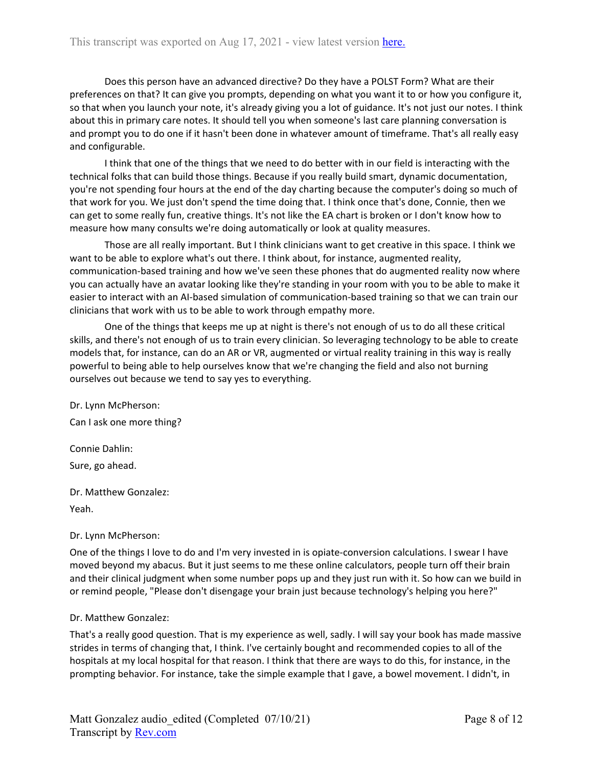Does this person have an advanced directive? Do they have a POLST Form? What are their preferences on that? It can give you prompts, depending on what you want it to or how you configure it, so that when you launch your note, it's already giving you a lot of guidance. It's not just our notes. I think about this in primary care notes. It should tell you when someone's last care planning conversation is and prompt you to do one if it hasn't been done in whatever amount of timeframe. That's all really easy and configurable.

I think that one of the things that we need to do better with in our field is interacting with the technical folks that can build those things. Because if you really build smart, dynamic documentation, you're not spending four hours at the end of the day charting because the computer's doing so much of that work for you. We just don't spend the time doing that. I think once that's done, Connie, then we can get to some really fun, creative things. It's not like the EA chart is broken or I don't know how to measure how many consults we're doing automatically or look at quality measures.

Those are all really important. But I think clinicians want to get creative in this space. I think we want to be able to explore what's out there. I think about, for instance, augmented reality, communication-based training and how we've seen these phones that do augmented reality now where you can actually have an avatar looking like they're standing in your room with you to be able to make it easier to interact with an AI-based simulation of communication-based training so that we can train our clinicians that work with us to be able to work through empathy more.

One of the things that keeps me up at night is there's not enough of us to do all these critical skills, and there's not enough of us to train every clinician. So leveraging technology to be able to create models that, for instance, can do an AR or VR, augmented or virtual reality training in this way is really powerful to being able to help ourselves know that we're changing the field and also not burning ourselves out because we tend to say yes to everything.

Dr. Lynn McPherson:

Can I ask one more thing?

Connie Dahlin:

Sure, go ahead.

Dr. Matthew Gonzalez:

Yeah.

Dr. Lynn McPherson:

One of the things I love to do and I'm very invested in is opiate-conversion calculations. I swear I have moved beyond my abacus. But it just seems to me these online calculators, people turn off their brain and their clinical judgment when some number pops up and they just run with it. So how can we build in or remind people, "Please don't disengage your brain just because technology's helping you here?"

Dr. Matthew Gonzalez:

That's a really good question. That is my experience as well, sadly. I will say your book has made massive strides in terms of changing that, I think. I've certainly bought and recommended copies to all of the hospitals at my local hospital for that reason. I think that there are ways to do this, for instance, in the prompting behavior. For instance, take the simple example that I gave, a bowel movement. I didn't, in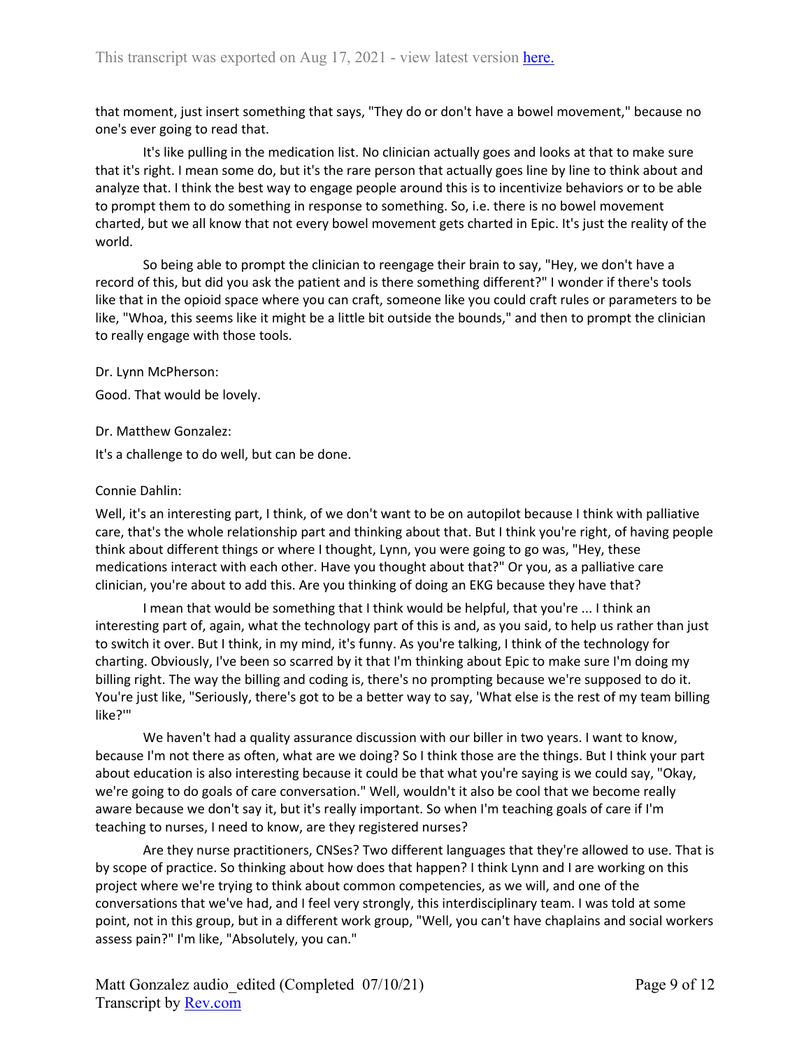that moment, just insert something that says, "They do or don't have a bowel movement," because no one's ever going to read that.

It's like pulling in the medication list. No clinician actually goes and looks at that to make sure that it's right. I mean some do, but it's the rare person that actually goes line by line to think about and analyze that. I think the best way to engage people around this is to incentivize behaviors or to be able to prompt them to do something in response to something. So, i.e. there is no bowel movement charted, but we all know that not every bowel movement gets charted in Epic. It's just the reality of the world.

So being able to prompt the clinician to reengage their brain to say, "Hey, we don't have a record of this, but did you ask the patient and is there something different?" I wonder if there's tools like that in the opioid space where you can craft, someone like you could craft rules or parameters to be like, "Whoa, this seems like it might be a little bit outside the bounds," and then to prompt the clinician to really engage with those tools.

Dr. Lynn McPherson:

Good. That would be lovely.

Dr. Matthew Gonzalez:

It's a challenge to do well, but can be done.

Connie Dahlin:

Well, it's an interesting part, I think, of we don't want to be on autopilot because I think with palliative care, that's the whole relationship part and thinking about that. But I think you're right, of having people think about different things or where I thought, Lynn, you were going to go was, "Hey, these medications interact with each other. Have you thought about that?" Or you, as a palliative care clinician, you're about to add this. Are you thinking of doing an EKG because they have that?

I mean that would be something that I think would be helpful, that you're ... I think an interesting part of, again, what the technology part of this is and, as you said, to help us rather than just to switch it over. But I think, in my mind, it's funny. As you're talking, I think of the technology for charting. Obviously, I've been so scarred by it that I'm thinking about Epic to make sure I'm doing my billing right. The way the billing and coding is, there's no prompting because we're supposed to do it. You're just like, "Seriously, there's got to be a better way to say, 'What else is the rest of my team billing like?'"

We haven't had a quality assurance discussion with our biller in two years. I want to know, because I'm not there as often, what are we doing? So I think those are the things. But I think your part about education is also interesting because it could be that what you're saying is we could say, "Okay, we're going to do goals of care conversation." Well, wouldn't it also be cool that we become really aware because we don't say it, but it's really important. So when I'm teaching goals of care if I'm teaching to nurses, I need to know, are they registered nurses?

Are they nurse practitioners, CNSes? Two different languages that they're allowed to use. That is by scope of practice. So thinking about how does that happen? I think Lynn and I are working on this project where we're trying to think about common competencies, as we will, and one of the conversations that we've had, and I feel very strongly, this interdisciplinary team. I was told at some point, not in this group, but in a different work group, "Well, you can't have chaplains and social workers assess pain?" I'm like, "Absolutely, you can."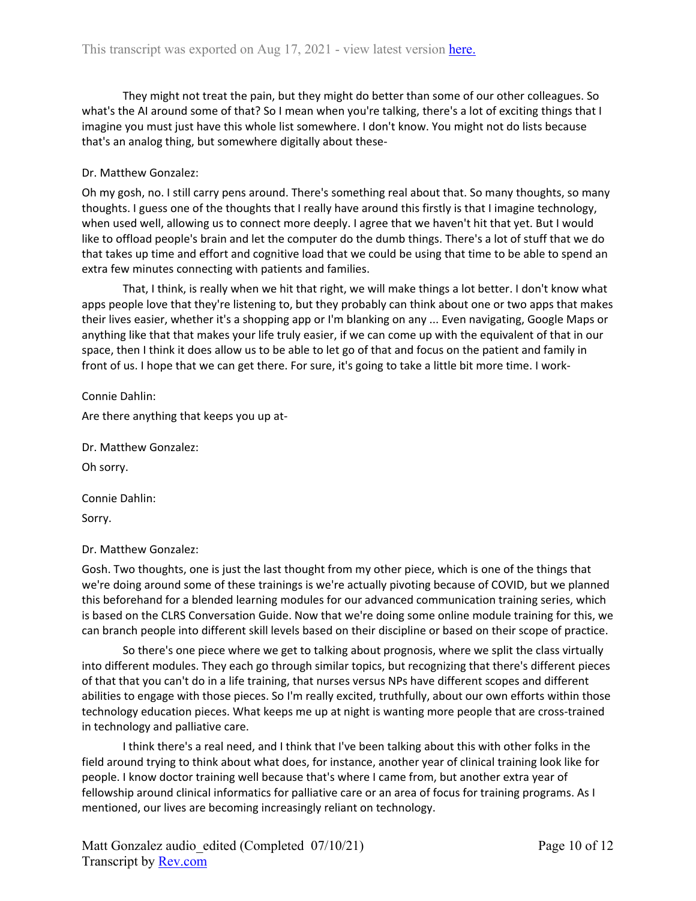They might not treat the pain, but they might do better than some of our other colleagues. So what's the AI around some of that? So I mean when you're talking, there's a lot of exciting things that I imagine you must just have this whole list somewhere. I don't know. You might not do lists because that's an analog thing, but somewhere digitally about these-

Dr. Matthew Gonzalez:

Oh my gosh, no. I still carry pens around. There's something real about that. So many thoughts, so many thoughts. I guess one of the thoughts that I really have around this firstly is that I imagine technology, when used well, allowing us to connect more deeply. I agree that we haven't hit that yet. But I would like to offload people's brain and let the computer do the dumb things. There's a lot of stuff that we do that takes up time and effort and cognitive load that we could be using that time to be able to spend an extra few minutes connecting with patients and families.

That, I think, is really when we hit that right, we will make things a lot better. I don't know what apps people love that they're listening to, but they probably can think about one or two apps that makes their lives easier, whether it's a shopping app or I'm blanking on any ... Even navigating, Google Maps or anything like that that makes your life truly easier, if we can come up with the equivalent of that in our space, then I think it does allow us to be able to let go of that and focus on the patient and family in front of us. I hope that we can get there. For sure, it's going to take a little bit more time. I work-

Connie Dahlin:

Are there anything that keeps you up at-

Dr. Matthew Gonzalez:

Oh sorry.

Connie Dahlin:

Sorry.

Dr. Matthew Gonzalez:

Gosh. Two thoughts, one is just the last thought from my other piece, which is one of the things that we're doing around some of these trainings is we're actually pivoting because of COVID, but we planned this beforehand for a blended learning modules for our advanced communication training series, which is based on the CLRS Conversation Guide. Now that we're doing some online module training for this, we can branch people into different skill levels based on their discipline or based on their scope of practice.

So there's one piece where we get to talking about prognosis, where we split the class virtually into different modules. They each go through similar topics, but recognizing that there's different pieces of that that you can't do in a life training, that nurses versus NPs have different scopes and different abilities to engage with those pieces. So I'm really excited, truthfully, about our own efforts within those technology education pieces. What keeps me up at night is wanting more people that are cross-trained in technology and palliative care.

I think there's a real need, and I think that I've been talking about this with other folks in the field around trying to think about what does, for instance, another year of clinical training look like for people. I know doctor training well because that's where I came from, but another extra year of fellowship around clinical informatics for palliative care or an area of focus for training programs. As I mentioned, our lives are becoming increasingly reliant on technology.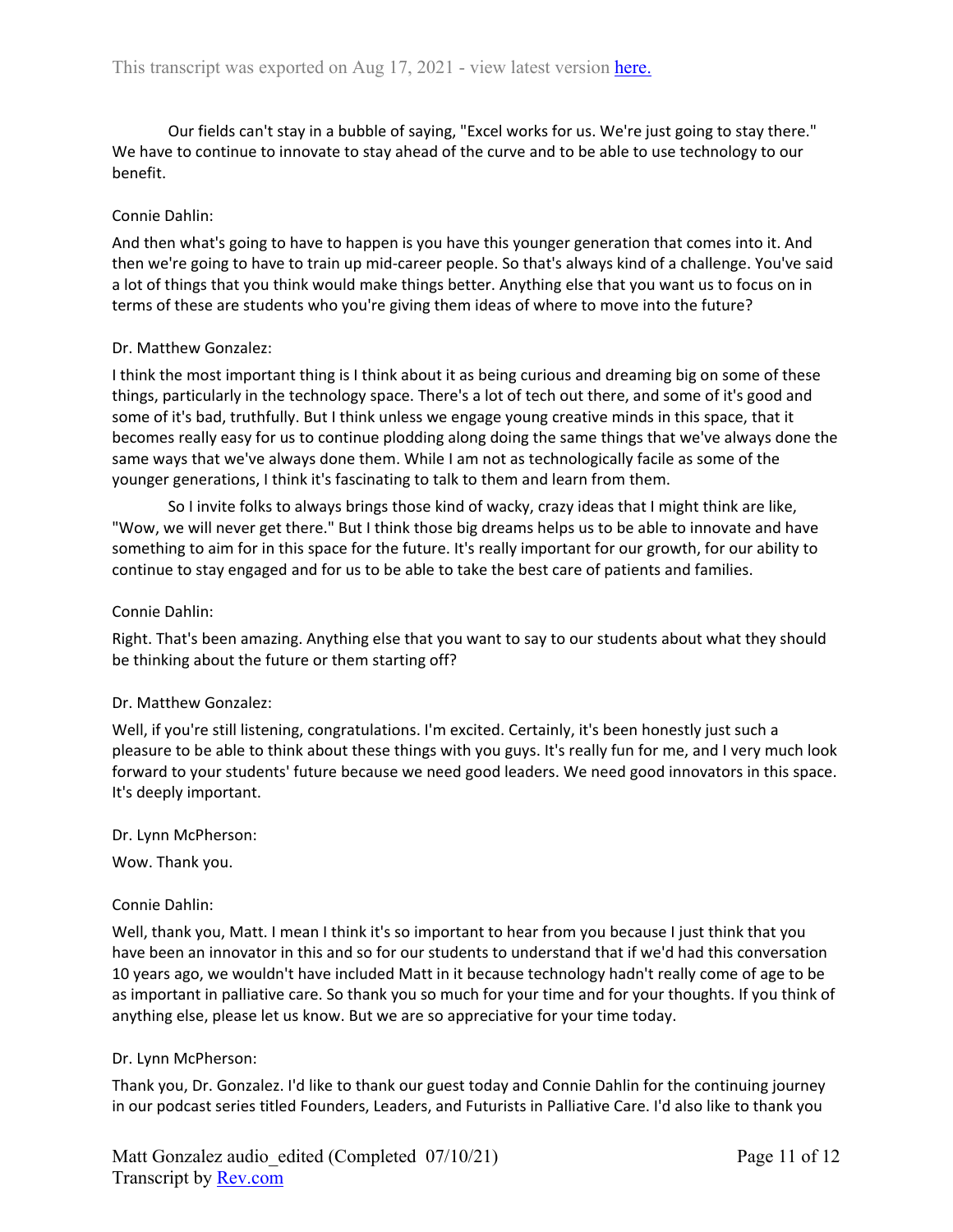Our fields can't stay in a bubble of saying, "Excel works for us. We're just going to stay there." We have to continue to innovate to stay ahead of the curve and to be able to use technology to our benefit.

Connie Dahlin:

And then what's going to have to happen is you have this younger generation that comes into it. And then we're going to have to train up mid-career people. So that's always kind of a challenge. You've said a lot of things that you think would make things better. Anything else that you want us to focus on in terms of these are students who you're giving them ideas of where to move into the future?

Dr. Matthew Gonzalez:

I think the most important thing is I think about it as being curious and dreaming big on some of these things, particularly in the technology space. There's a lot of tech out there, and some of it's good and some of it's bad, truthfully. But I think unless we engage young creative minds in this space, that it becomes really easy for us to continue plodding along doing the same things that we've always done the same ways that we've always done them. While I am not as technologically facile as some of the younger generations, I think it's fascinating to talk to them and learn from them.

So I invite folks to always brings those kind of wacky, crazy ideas that I might think are like, "Wow, we will never get there." But I think those big dreams helps us to be able to innovate and have something to aim for in this space for the future. It's really important for our growth, for our ability to continue to stay engaged and for us to be able to take the best care of patients and families.

Connie Dahlin:

Right. That's been amazing. Anything else that you want to say to our students about what they should be thinking about the future or them starting off?

Dr. Matthew Gonzalez:

Well, if you're still listening, congratulations. I'm excited. Certainly, it's been honestly just such a pleasure to be able to think about these things with you guys. It's really fun for me, and I very much look forward to your students' future because we need good leaders. We need good innovators in this space. It's deeply important.

Dr. Lynn McPherson:

Wow. Thank you.

Connie Dahlin:

Well, thank you, Matt. I mean I think it's so important to hear from you because I just think that you have been an innovator in this and so for our students to understand that if we'd had this conversation 10 years ago, we wouldn't have included Matt in it because technology hadn't really come of age to be as important in palliative care. So thank you so much for your time and for your thoughts. If you think of anything else, please let us know. But we are so appreciative for your time today.

Dr. Lynn McPherson:

Thank you, Dr. Gonzalez. I'd like to thank our guest today and Connie Dahlin for the continuing journey in our podcast series titled Founders, Leaders, and Futurists in Palliative Care. I'd also like to thank you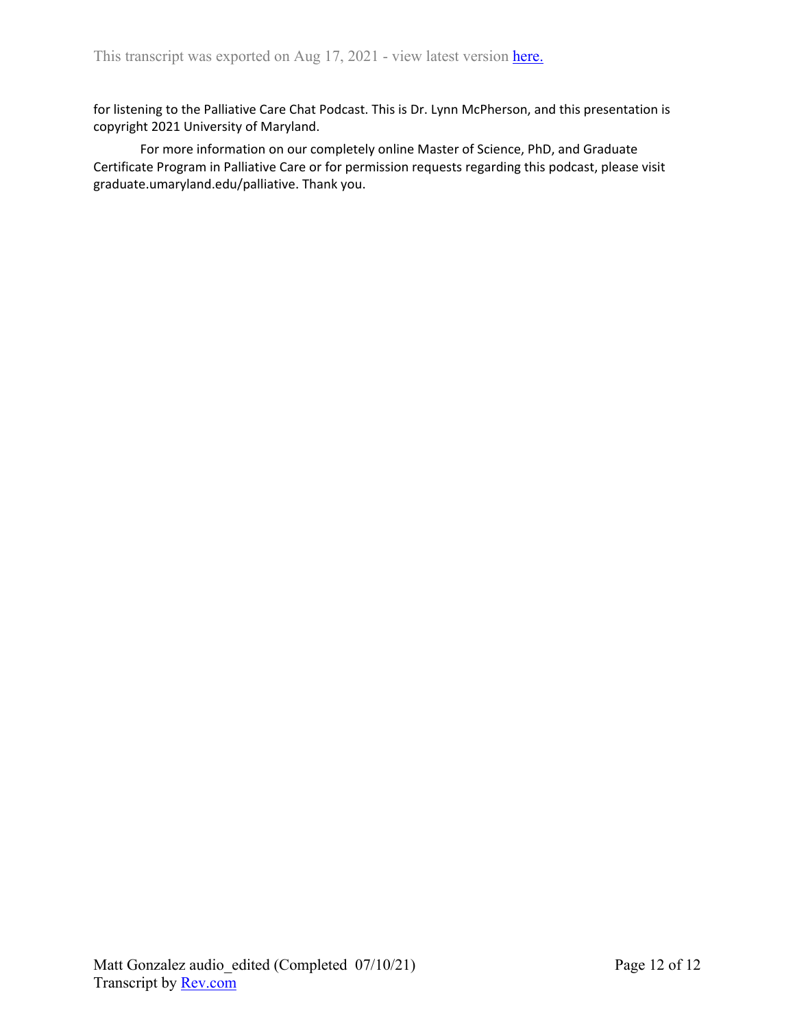for listening to the Palliative Care Chat Podcast. This is Dr. Lynn McPherson, and this presentation is copyright 2021 University of Maryland.

For more information on our completely online Master of Science, PhD, and Graduate Certificate Program in Palliative Care or for permission requests regarding this podcast, please visit graduate.umaryland.edu/palliative. Thank you.